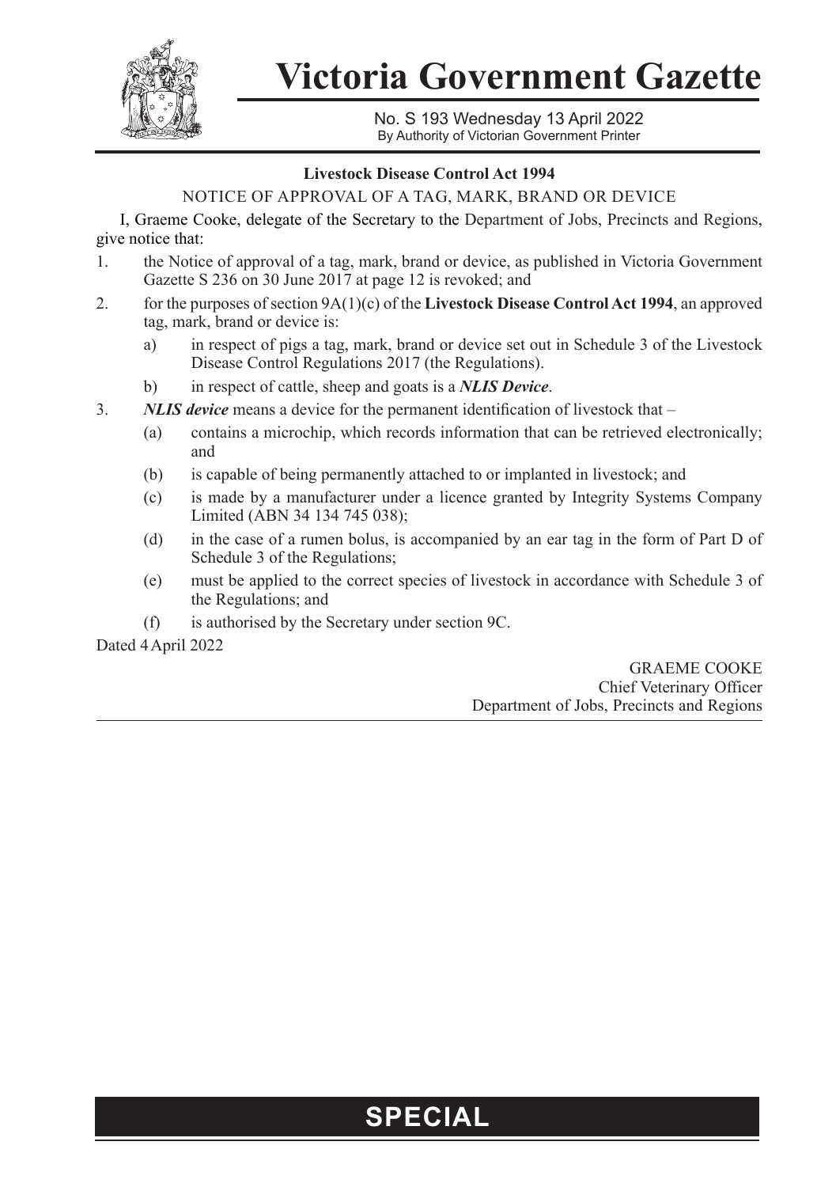# Victoria Government Gazette

No. S 193 Wednesday 13 April 2022
By Authority of Victorian Government Printer

**Livestock Disease Control Act 1994**

NOTICE OF APPROVAL OF A TAG, MARK, BRAND OR DEVICE

I, Graeme Cooke, delegate of the Secretary to the Department of Jobs, Precincts and Regions, give notice that:

1. the Notice of approval of a tag, mark, brand or device, as published in Victoria Government Gazette S 236 on 30 June 2017 at page 12 is revoked; and
2. for the purposes of section 9A(1)(c) of the **Livestock Disease Control Act 1994**, an approved tag, mark, brand or device is:
   a) in respect of pigs a tag, mark, brand or device set out in Schedule 3 of the Livestock Disease Control Regulations 2017 (the Regulations).
   b) in respect of cattle, sheep and goats is a ***NLIS Device***.
3. ***NLIS device*** means a device for the permanent identification of livestock that –
   (a) contains a microchip, which records information that can be retrieved electronically; and
   (b) is capable of being permanently attached to or implanted in livestock; and
   (c) is made by a manufacturer under a licence granted by Integrity Systems Company Limited (ABN 34 134 745 038);
   (d) in the case of a rumen bolus, is accompanied by an ear tag in the form of Part D of Schedule 3 of the Regulations;
   (e) must be applied to the correct species of livestock in accordance with Schedule 3 of the Regulations; and
   (f) is authorised by the Secretary under section 9C.

Dated 4 April 2022

GRAEME COOKE
Chief Veterinary Officer
Department of Jobs, Precincts and Regions

**SPECIAL**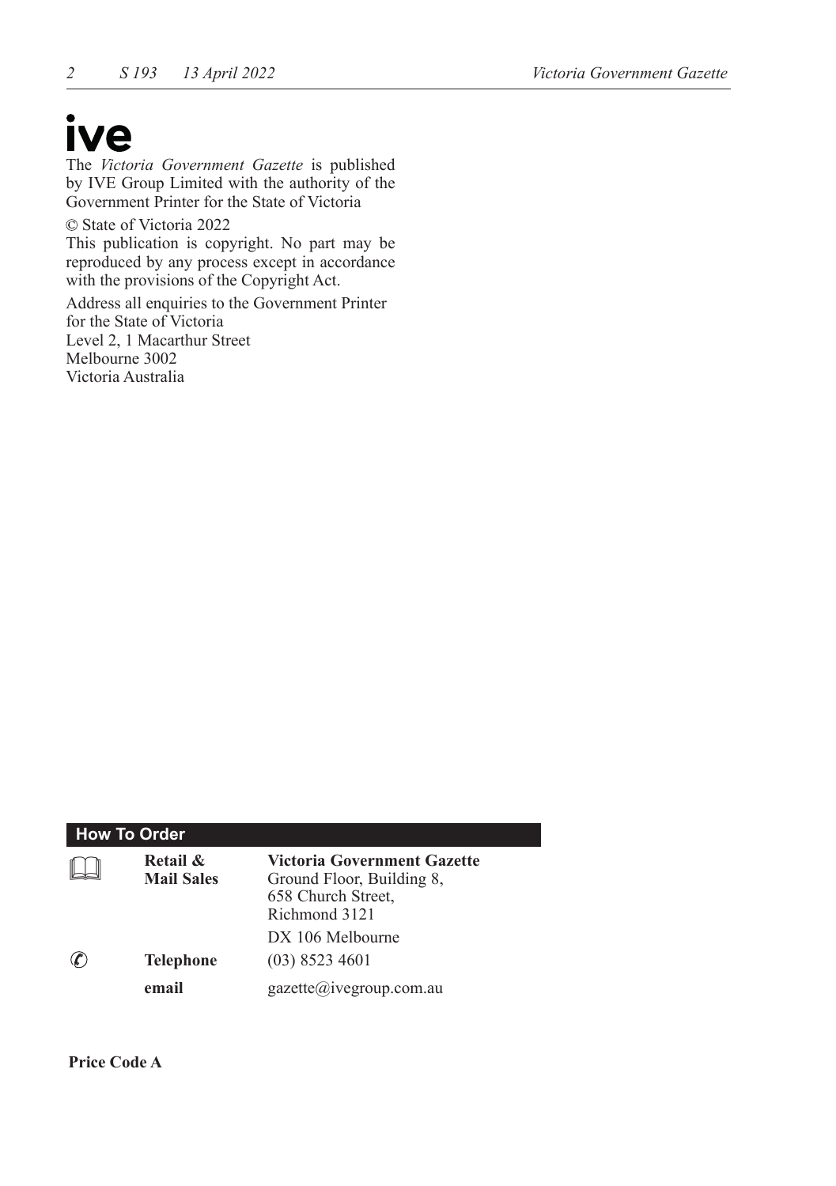ive

The *Victoria Government Gazette* is published by IVE Group Limited with the authority of the Government Printer for the State of Victoria

© State of Victoria 2022

This publication is copyright. No part may be reproduced by any process except in accordance with the provisions of the Copyright Act.

Address all enquiries to the Government Printer for the State of Victoria
Level 2, 1 Macarthur Street
Melbourne 3002
Victoria Australia

| How To Order | | |
|---|---|---|
| | **Retail & Mail Sales** | **Victoria Government Gazette** Ground Floor, Building 8, 658 Church Street, Richmond 3121 |
| | | DX 106 Melbourne |
| | **Telephone** | (03) 8523 4601 |
| | **email** | gazette@ivegroup.com.au |

**Price Code A**